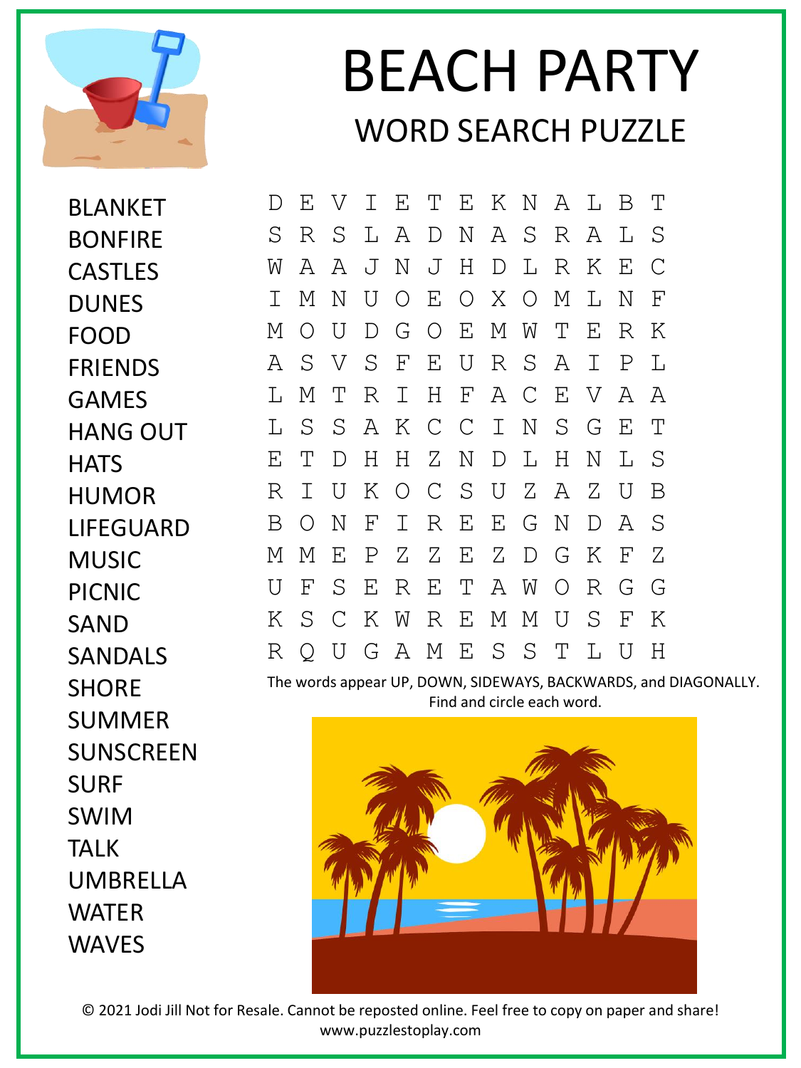# BEACH PARTY

## WORD SEARCH PUZZLE

- BLANKET
- BONFIRE
- CASTLES
- DUNES
- FOOD
- FRIENDS
- GAMES
- HANG OUT
- HATS
- HUMOR
- LIFEGUARD
- MUSIC
- PICNIC
- SAND
- SANDALS
- SHORE
- SUMMER
- SUNSCREEN
- SURF
- SWIM
- TALK
- UMBRELLA
- WATER
- WAVES

```
D E V I E T E K N A L B T
S R S L A D N A S R A L S
W A A J N J H D L R K E C
I M N U O E O X O M L N F
M O U D G O E M W T E R K
A S V S F E U R S A I P L
L M T R I H F A C E V A A
L S S A K C C I N S G E T
E T D H H Z N D L H N L S
R I U K O C S U Z A Z U B
B O N F I R E E G N D A S
M M E P Z Z E Z D G K F Z
U F S E R E T A W O R G G
K S C K W R E M M U S F K
R Q U G A M E S S T L U H
```

The words appear UP, DOWN, SIDEWAYS, BACKWARDS, and DIAGONALLY. Find and circle each word.

© 2021 Jodi Jill Not for Resale. Cannot be reposted online. Feel free to copy on paper and share!
www.puzzlestoplay.com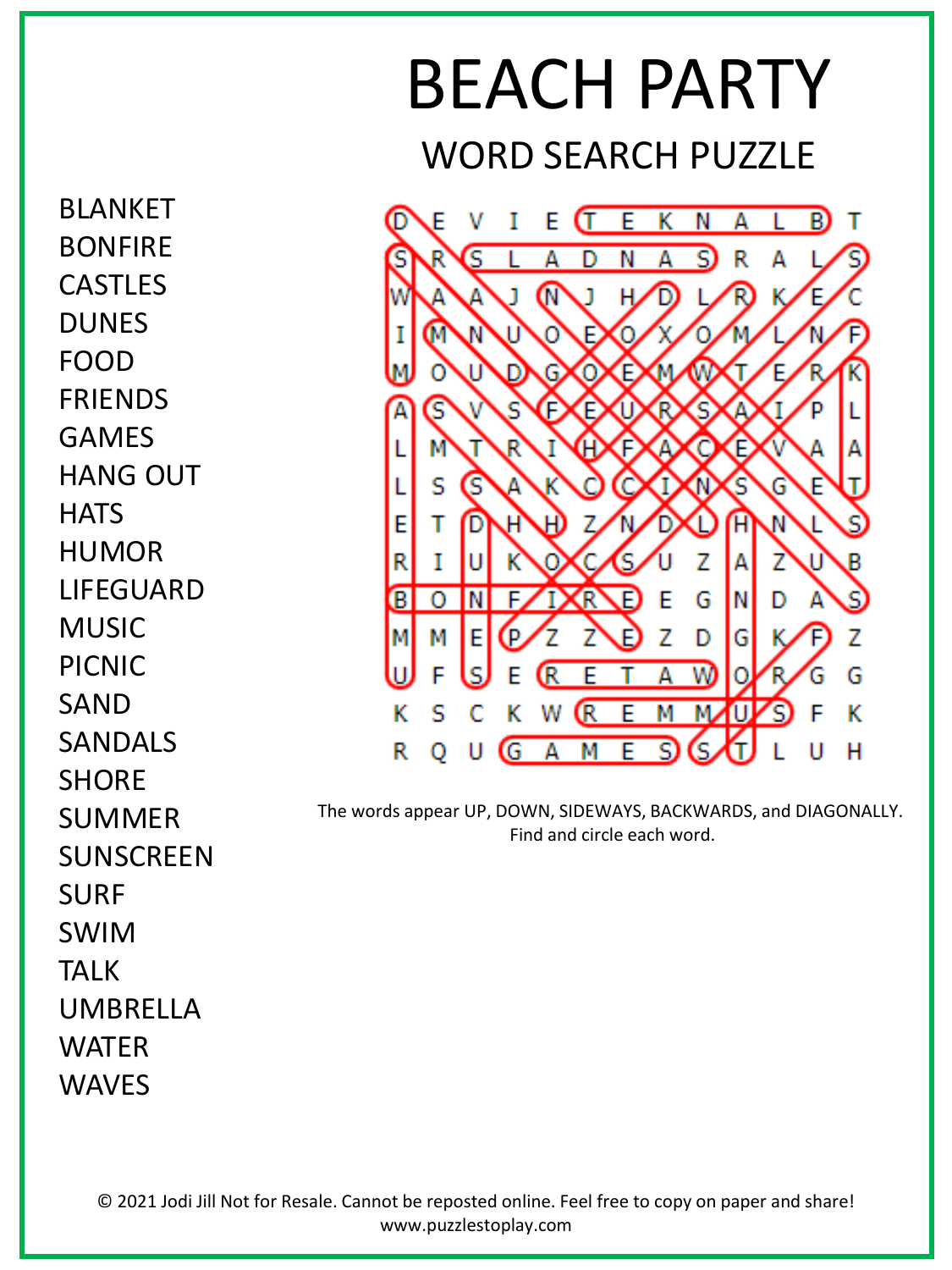# BEACH PARTY

## WORD SEARCH PUZZLE

BLANKET
BONFIRE
CASTLES
DUNES
FOOD
FRIENDS
GAMES
HANG OUT
HATS
HUMOR
LIFEGUARD
MUSIC
PICNIC
SAND
SANDALS
SHORE
SUMMER
SUNSCREEN
SURF
SWIM
TALK
UMBRELLA
WATER
WAVES

| | | | | | | | | | | | | |
|---|---|---|---|---|---|---|---|---|---|---|---|---|
| D | E | V | I | E | T | E | K | N | A | L | B | T |
| S | R | S | L | A | D | N | A | S | R | A | L | S |
| W | A | A | J | N | J | H | D | L | R | K | E | C |
| I | M | N | U | O | E | O | X | O | M | L | N | F |
| M | O | U | D | G | O | E | M | W | T | E | R | K |
| A | S | V | S | F | E | U | R | S | A | I | P | L |
| L | M | T | R | I | H | F | A | C | E | V | A | A |
| L | S | S | A | K | C | C | I | N | S | G | E | T |
| E | T | D | H | H | Z | N | D | L | H | N | L | S |
| R | I | U | K | O | C | S | U | Z | A | Z | U | B |
| B | O | N | F | I | R | E | E | G | N | D | A | S |
| M | M | E | P | Z | Z | E | Z | D | G | K | F | Z |
| U | F | S | E | R | E | T | A | W | O | R | G | G |
| K | S | C | K | W | R | E | M | M | U | S | F | K |
| R | Q | U | G | A | M | E | S | S | T | L | U | H |

The words appear UP, DOWN, SIDEWAYS, BACKWARDS, and DIAGONALLY. Find and circle each word.

© 2021 Jodi Jill Not for Resale. Cannot be reposted online. Feel free to copy on paper and share!
www.puzzlestoplay.com